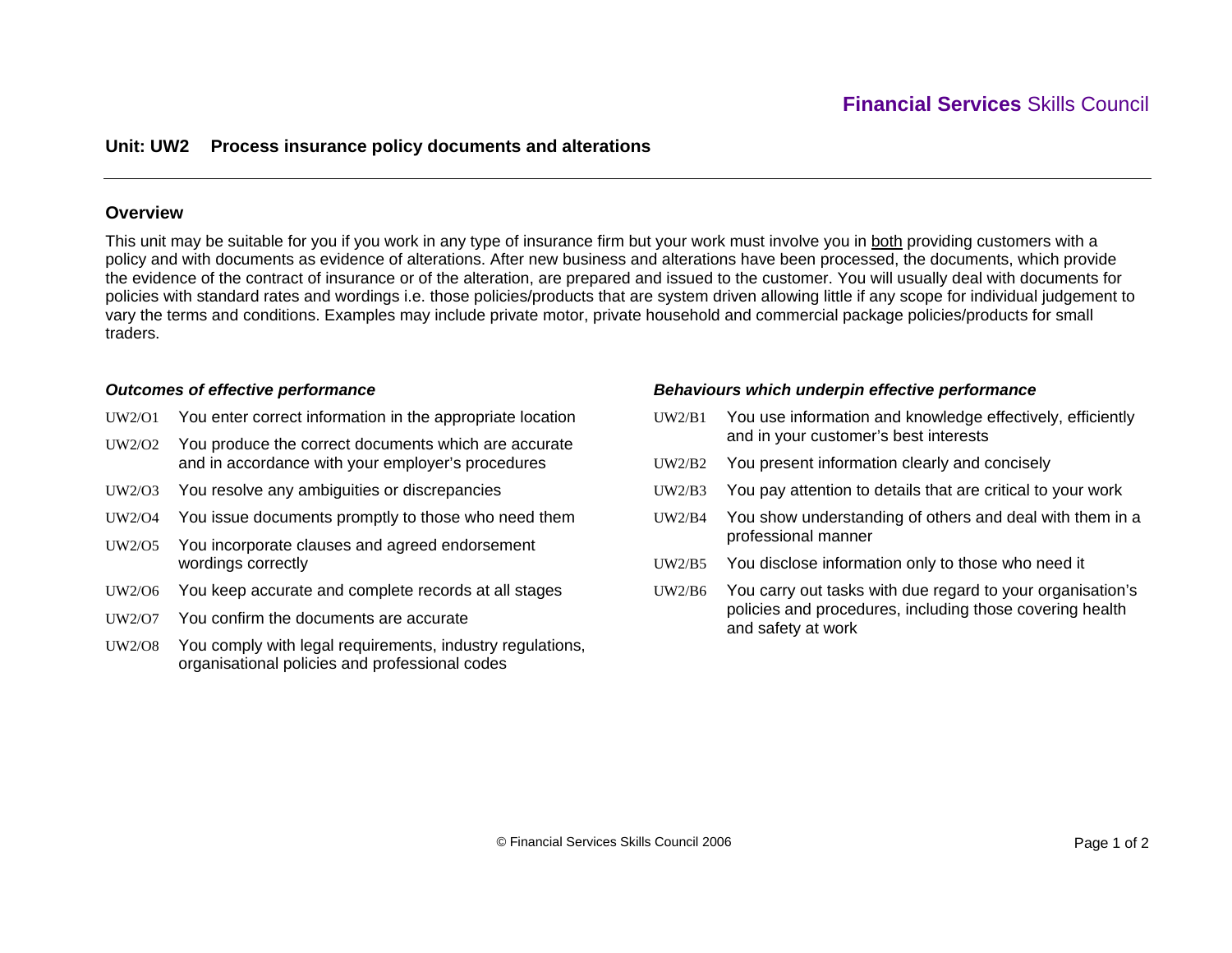**Financial Services** Skills Council

# Unit: UW2 Process insurance policy documents and alterations

## Overview

This unit may be suitable for you if you work in any type of insurance firm but your work must involve you in <u>both</u> providing customers with a policy and with documents as evidence of alterations. After new business and alterations have been processed, the documents, which provide the evidence of the contract of insurance or of the alteration, are prepared and issued to the customer. You will usually deal with documents for policies with standard rates and wordings i.e. those policies/products that are system driven allowing little if any scope for individual judgement to vary the terms and conditions. Examples may include private motor, private household and commercial package policies/products for small traders.

### *Outcomes of effective performance*

- UW2/O1 You enter correct information in the appropriate location
- UW2/O2 You produce the correct documents which are accurate and in accordance with your employer's procedures
- UW2/O3 You resolve any ambiguities or discrepancies
- UW2/O4 You issue documents promptly to those who need them
- UW2/O5 You incorporate clauses and agreed endorsement wordings correctly
- UW2/O6 You keep accurate and complete records at all stages
- UW2/O7 You confirm the documents are accurate
- UW2/O8 You comply with legal requirements, industry regulations, organisational policies and professional codes

### *Behaviours which underpin effective performance*

- UW2/B1 You use information and knowledge effectively, efficiently and in your customer's best interests
- UW2/B2 You present information clearly and concisely
- UW2/B3 You pay attention to details that are critical to your work
- UW2/B4 You show understanding of others and deal with them in a professional manner
- UW2/B5 You disclose information only to those who need it
- UW2/B6 You carry out tasks with due regard to your organisation's policies and procedures, including those covering health and safety at work

© Financial Services Skills Council 2006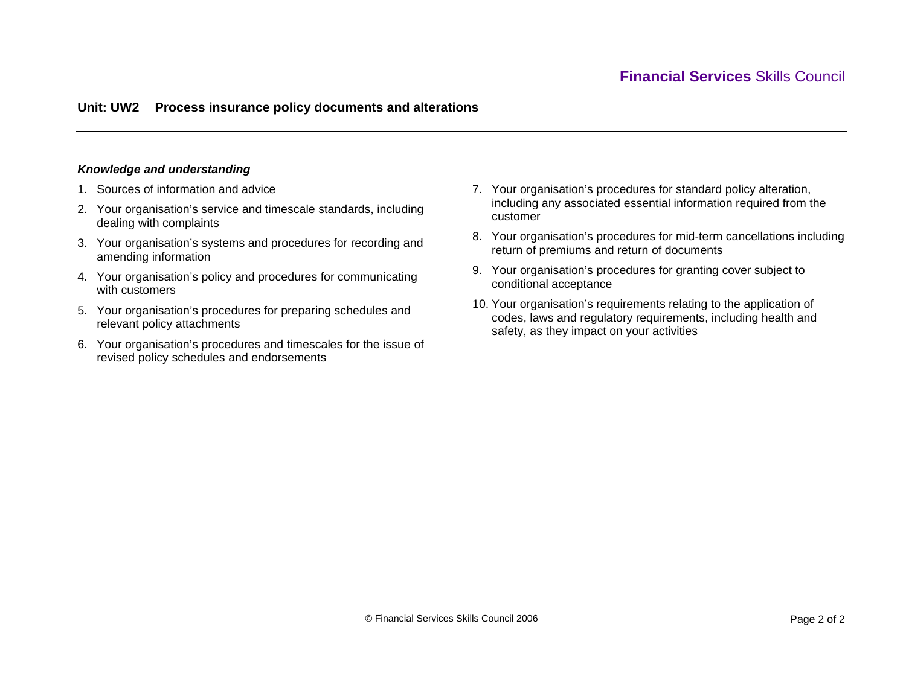**Unit: UW2 Process insurance policy documents and alterations**

***Knowledge and understanding***

1. Sources of information and advice
2. Your organisation's service and timescale standards, including dealing with complaints
3. Your organisation's systems and procedures for recording and amending information
4. Your organisation's policy and procedures for communicating with customers
5. Your organisation's procedures for preparing schedules and relevant policy attachments
6. Your organisation's procedures and timescales for the issue of revised policy schedules and endorsements
7. Your organisation's procedures for standard policy alteration, including any associated essential information required from the customer
8. Your organisation's procedures for mid-term cancellations including return of premiums and return of documents
9. Your organisation's procedures for granting cover subject to conditional acceptance
10. Your organisation's requirements relating to the application of codes, laws and regulatory requirements, including health and safety, as they impact on your activities